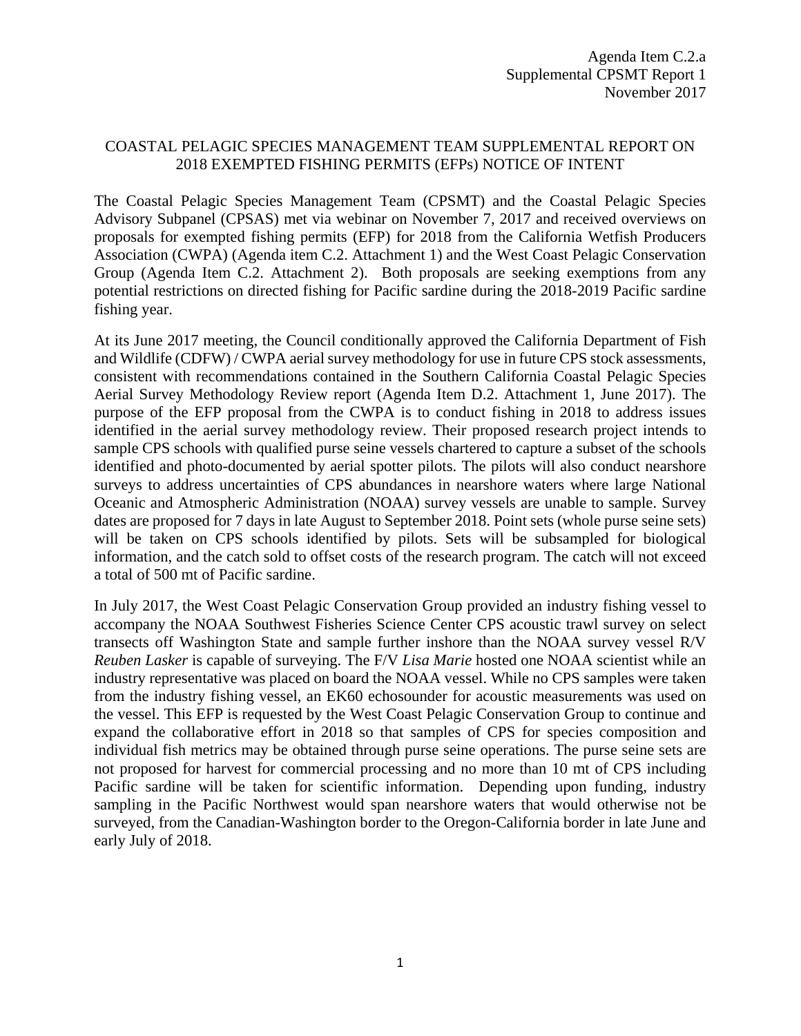Agenda Item C.2.a
Supplemental CPSMT Report 1
November 2017

# COASTAL PELAGIC SPECIES MANAGEMENT TEAM SUPPLEMENTAL REPORT ON 2018 EXEMPTED FISHING PERMITS (EFPs) NOTICE OF INTENT

The Coastal Pelagic Species Management Team (CPSMT) and the Coastal Pelagic Species Advisory Subpanel (CPSAS) met via webinar on November 7, 2017 and received overviews on proposals for exempted fishing permits (EFP) for 2018 from the California Wetfish Producers Association (CWPA) (Agenda item C.2. Attachment 1) and the West Coast Pelagic Conservation Group (Agenda Item C.2. Attachment 2). Both proposals are seeking exemptions from any potential restrictions on directed fishing for Pacific sardine during the 2018-2019 Pacific sardine fishing year.

At its June 2017 meeting, the Council conditionally approved the California Department of Fish and Wildlife (CDFW) / CWPA aerial survey methodology for use in future CPS stock assessments, consistent with recommendations contained in the Southern California Coastal Pelagic Species Aerial Survey Methodology Review report (Agenda Item D.2. Attachment 1, June 2017). The purpose of the EFP proposal from the CWPA is to conduct fishing in 2018 to address issues identified in the aerial survey methodology review. Their proposed research project intends to sample CPS schools with qualified purse seine vessels chartered to capture a subset of the schools identified and photo-documented by aerial spotter pilots. The pilots will also conduct nearshore surveys to address uncertainties of CPS abundances in nearshore waters where large National Oceanic and Atmospheric Administration (NOAA) survey vessels are unable to sample. Survey dates are proposed for 7 days in late August to September 2018. Point sets (whole purse seine sets) will be taken on CPS schools identified by pilots. Sets will be subsampled for biological information, and the catch sold to offset costs of the research program. The catch will not exceed a total of 500 mt of Pacific sardine.

In July 2017, the West Coast Pelagic Conservation Group provided an industry fishing vessel to accompany the NOAA Southwest Fisheries Science Center CPS acoustic trawl survey on select transects off Washington State and sample further inshore than the NOAA survey vessel R/V *Reuben Lasker* is capable of surveying. The F/V *Lisa Marie* hosted one NOAA scientist while an industry representative was placed on board the NOAA vessel. While no CPS samples were taken from the industry fishing vessel, an EK60 echosounder for acoustic measurements was used on the vessel. This EFP is requested by the West Coast Pelagic Conservation Group to continue and expand the collaborative effort in 2018 so that samples of CPS for species composition and individual fish metrics may be obtained through purse seine operations. The purse seine sets are not proposed for harvest for commercial processing and no more than 10 mt of CPS including Pacific sardine will be taken for scientific information. Depending upon funding, industry sampling in the Pacific Northwest would span nearshore waters that would otherwise not be surveyed, from the Canadian-Washington border to the Oregon-California border in late June and early July of 2018.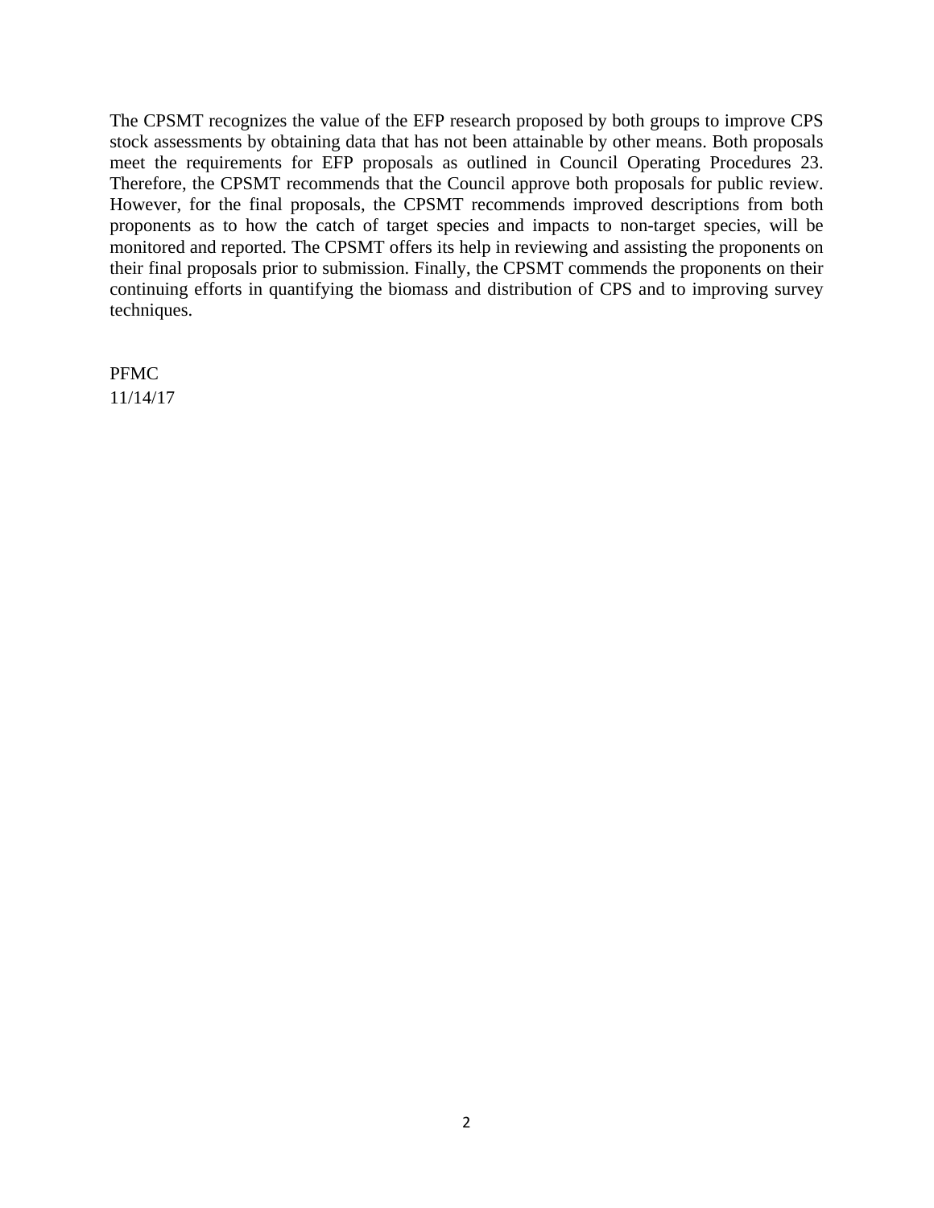The CPSMT recognizes the value of the EFP research proposed by both groups to improve CPS stock assessments by obtaining data that has not been attainable by other means. Both proposals meet the requirements for EFP proposals as outlined in Council Operating Procedures 23. Therefore, the CPSMT recommends that the Council approve both proposals for public review. However, for the final proposals, the CPSMT recommends improved descriptions from both proponents as to how the catch of target species and impacts to non-target species, will be monitored and reported. The CPSMT offers its help in reviewing and assisting the proponents on their final proposals prior to submission. Finally, the CPSMT commends the proponents on their continuing efforts in quantifying the biomass and distribution of CPS and to improving survey techniques.

PFMC
11/14/17